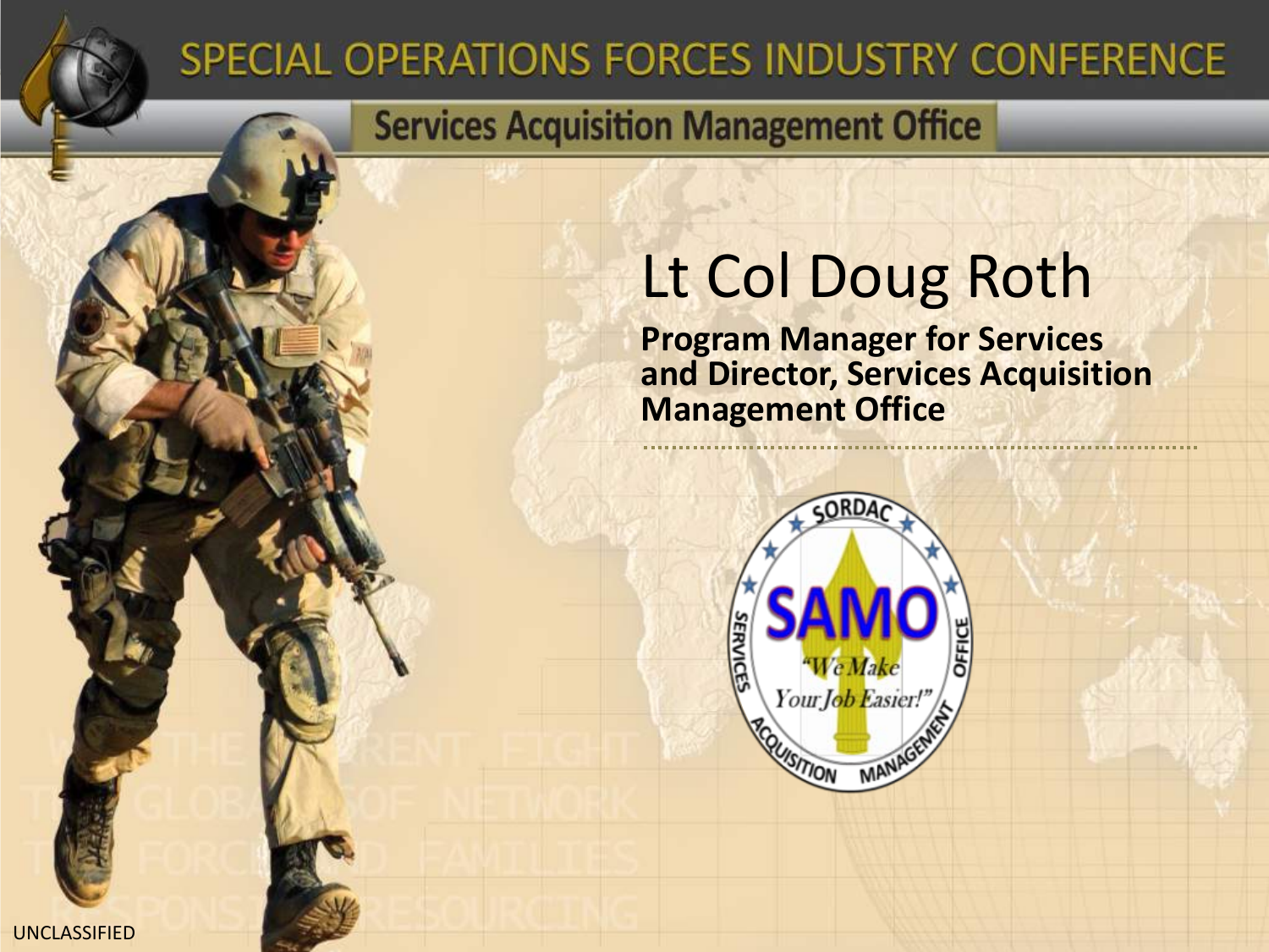# SPECIAL OPERATIONS FORCES INDUSTRY CONFERENCE

## Services Acquisition Management Office

# Lt Col Doug Roth

**Program Manager for Services and Director, Services Acquisition Management Office**

UNCLASSIFIED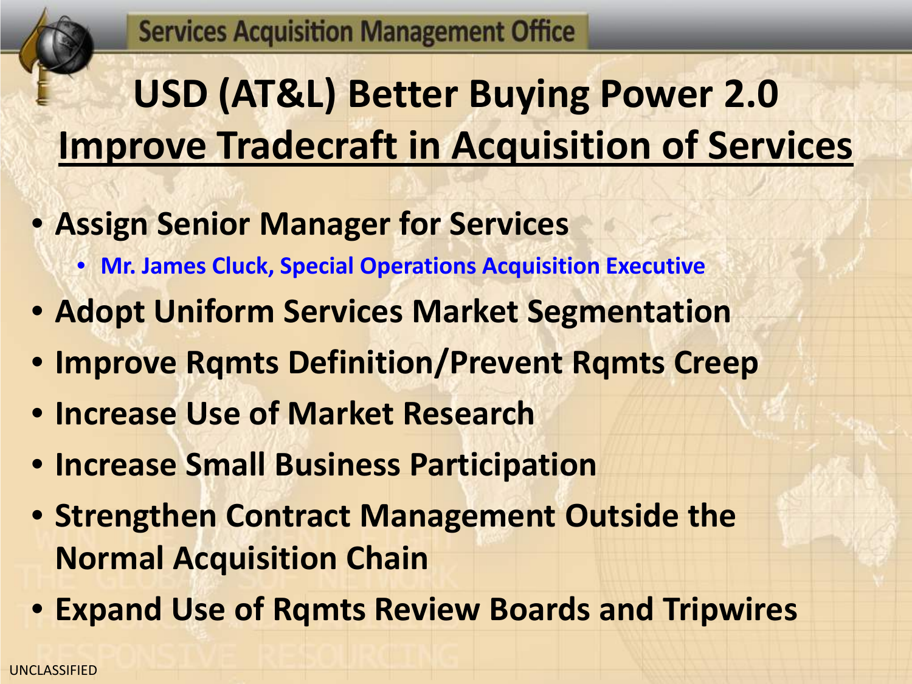# USD (AT&L) Better Buying Power 2.0
## Improve Tradecraft in Acquisition of Services

- **Assign Senior Manager for Services**
  - **Mr. James Cluck, Special Operations Acquisition Executive**
- **Adopt Uniform Services Market Segmentation**
- **Improve Rqmts Definition/Prevent Rqmts Creep**
- **Increase Use of Market Research**
- **Increase Small Business Participation**
- **Strengthen Contract Management Outside the Normal Acquisition Chain**
- **Expand Use of Rqmts Review Boards and Tripwires**

UNCLASSIFIED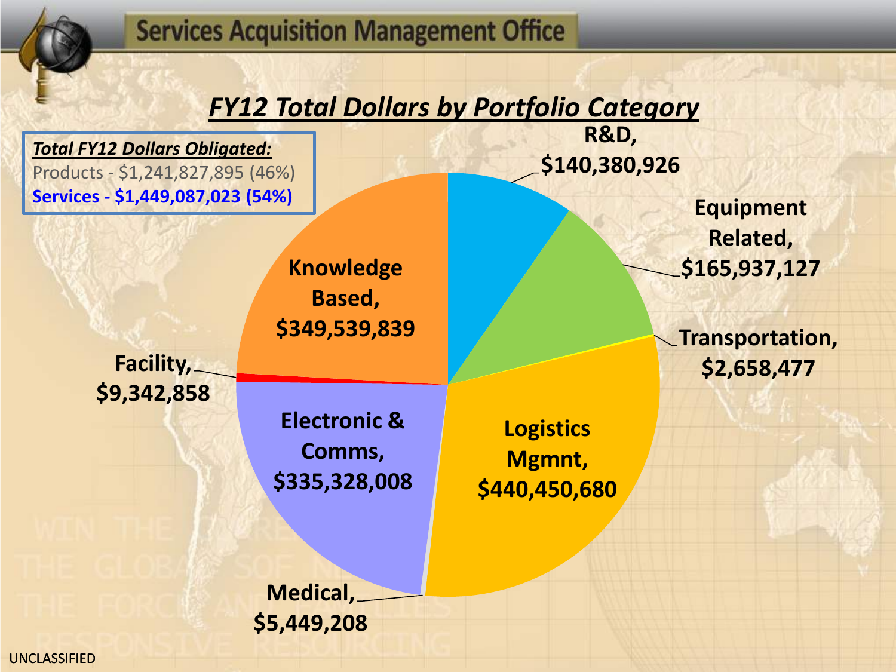# Services Acquisition Management Office

## *FY12 Total Dollars by Portfolio Category*

***Total FY12 Dollars Obligated:***

Products - $1,241,827,895 (46%)

**Services - $1,449,087,023 (54%)**

| Portfolio Category | Dollars |
| --- | --- |
| R&D | $140,380,926 |
| Equipment Related | $165,937,127 |
| Transportation | $2,658,477 |
| Logistics Mgmnt | $440,450,680 |
| Medical | $5,449,208 |
| Electronic & Comms | $335,328,008 |
| Facility | $9,342,858 |
| Knowledge Based | $349,539,839 |

UNCLASSIFIED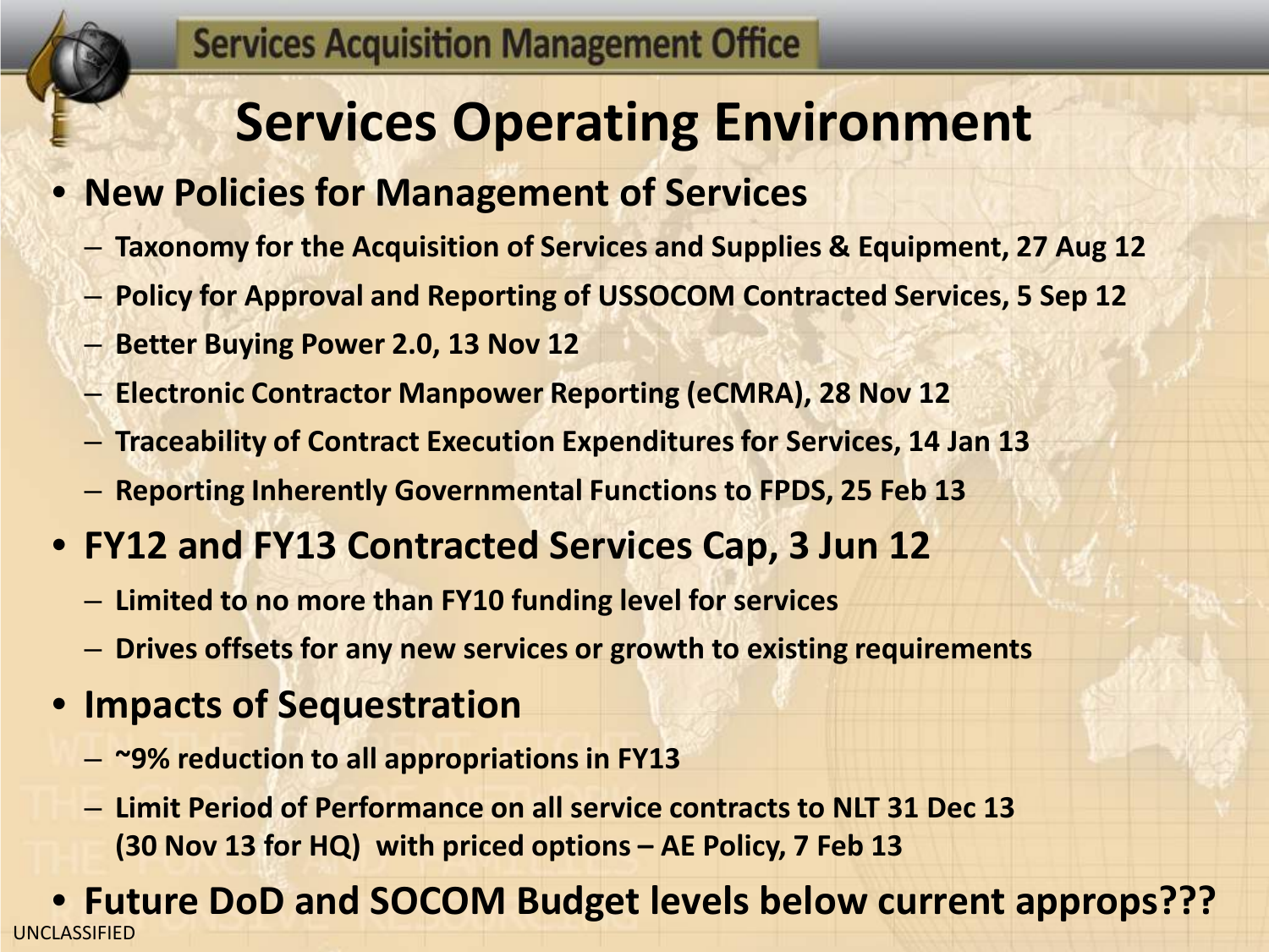# Services Operating Environment

- **New Policies for Management of Services**
  - **Taxonomy for the Acquisition of Services and Supplies & Equipment, 27 Aug 12**
  - **Policy for Approval and Reporting of USSOCOM Contracted Services, 5 Sep 12**
  - **Better Buying Power 2.0, 13 Nov 12**
  - **Electronic Contractor Manpower Reporting (eCMRA), 28 Nov 12**
  - **Traceability of Contract Execution Expenditures for Services, 14 Jan 13**
  - **Reporting Inherently Governmental Functions to FPDS, 25 Feb 13**
- **FY12 and FY13 Contracted Services Cap, 3 Jun 12**
  - **Limited to no more than FY10 funding level for services**
  - **Drives offsets for any new services or growth to existing requirements**
- **Impacts of Sequestration**
  - **~9% reduction to all appropriations in FY13**
  - **Limit Period of Performance on all service contracts to NLT 31 Dec 13 (30 Nov 13 for HQ) with priced options – AE Policy, 7 Feb 13**
- **Future DoD and SOCOM Budget levels below current approps???**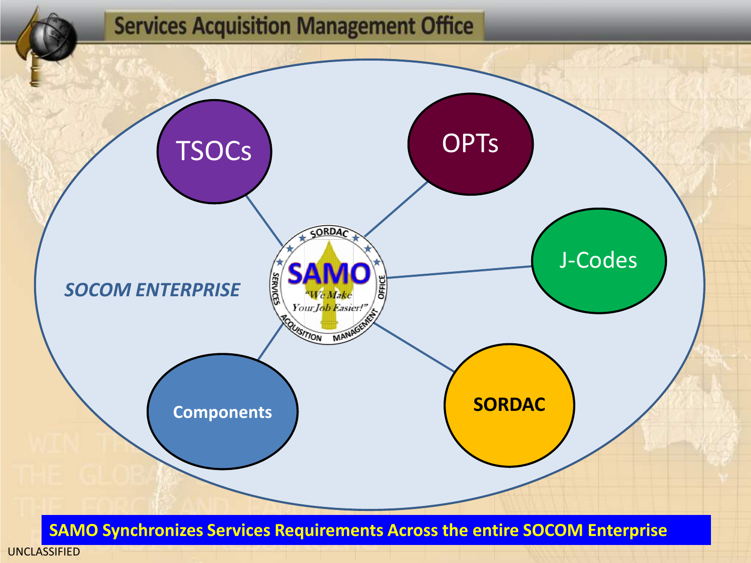# Services Acquisition Management Office

TSOCs

OPTs

J-Codes

SOCOM ENTERPRISE

SORDAC SAMO "We Make Your Job Easier!" SERVICES ACQUISITION MANAGEMENT OFFICE

Components

SORDAC

**SAMO Synchronizes Services Requirements Across the entire SOCOM Enterprise**

UNCLASSIFIED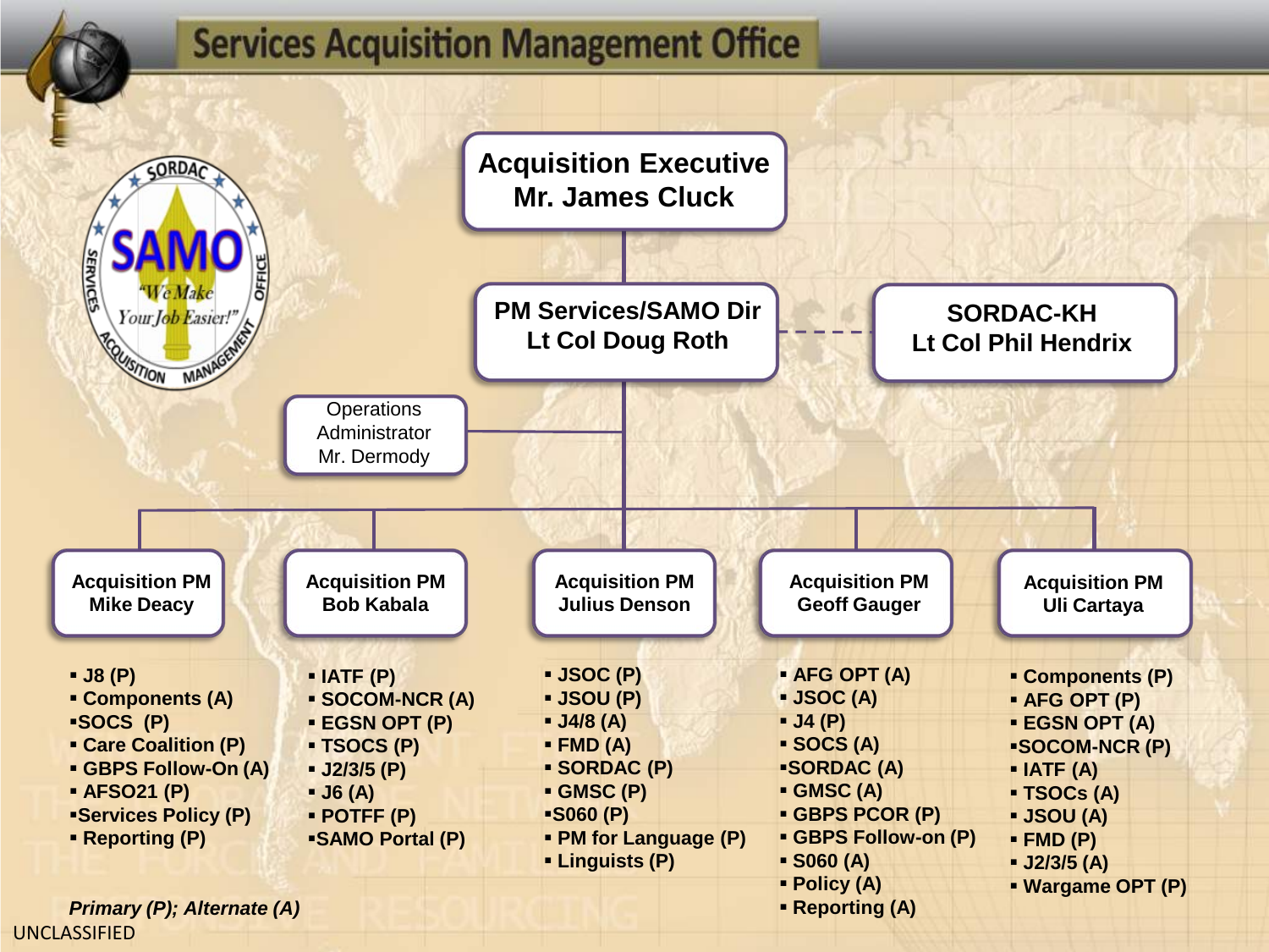# Services Acquisition Management Office

**Acquisition Executive**
**Mr. James Cluck**

**PM Services/SAMO Dir**
**Lt Col Doug Roth**

**SORDAC-KH**
**Lt Col Phil Hendrix**

Operations Administrator
Mr. Dermody

**Acquisition PM Mike Deacy**

- J8 (P)
- Components (A)
- SOCS (P)
- Care Coalition (P)
- GBPS Follow-On (A)
- AFSO21 (P)
- Services Policy (P)
- Reporting (P)

**Acquisition PM Bob Kabala**

- IATF (P)
- SOCOM-NCR (A)
- EGSN OPT (P)
- TSOCS (P)
- J2/3/5 (P)
- J6 (A)
- POTFF (P)
- SAMO Portal (P)

**Acquisition PM Julius Denson**

- JSOC (P)
- JSOU (P)
- J4/8 (A)
- FMD (A)
- SORDAC (P)
- GMSC (P)
- S060 (P)
- PM for Language (P)
- Linguists (P)

**Acquisition PM Geoff Gauger**

- AFG OPT (A)
- JSOC (A)
- J4 (P)
- SOCS (A)
- SORDAC (A)
- GMSC (A)
- GBPS PCOR (P)
- GBPS Follow-on (P)
- S060 (A)
- Policy (A)
- Reporting (A)

**Acquisition PM Uli Cartaya**

- Components (P)
- AFG OPT (P)
- EGSN OPT (A)
- SOCOM-NCR (P)
- IATF (A)
- TSOCs (A)
- JSOU (A)
- FMD (P)
- J2/3/5 (A)
- Wargame OPT (P)

***Primary (P); Alternate (A)***

UNCLASSIFIED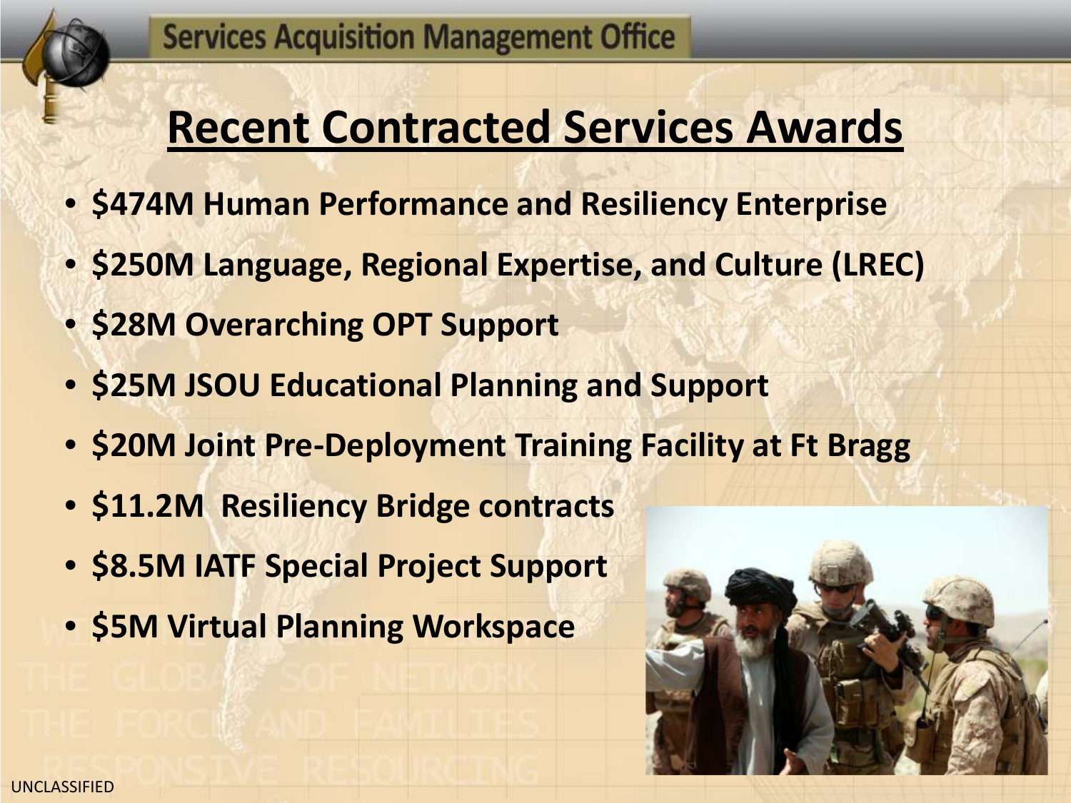## Recent Contracted Services Awards

- **$474M Human Performance and Resiliency Enterprise**
- **$250M Language, Regional Expertise, and Culture (LREC)**
- **$28M Overarching OPT Support**
- **$25M JSOU Educational Planning and Support**
- **$20M Joint Pre-Deployment Training Facility at Ft Bragg**
- **$11.2M Resiliency Bridge contracts**
- **$8.5M IATF Special Project Support**
- **$5M Virtual Planning Workspace**

UNCLASSIFIED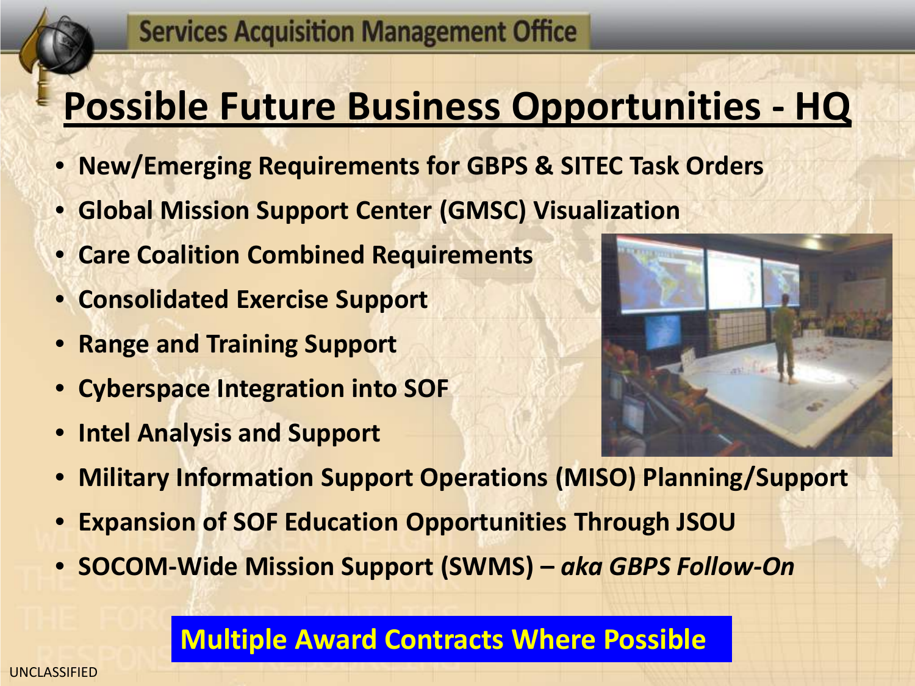# Possible Future Business Opportunities - HQ

- New/Emerging Requirements for GBPS & SITEC Task Orders
- Global Mission Support Center (GMSC) Visualization
- Care Coalition Combined Requirements
- Consolidated Exercise Support
- Range and Training Support
- Cyberspace Integration into SOF
- Intel Analysis and Support
- Military Information Support Operations (MISO) Planning/Support
- Expansion of SOF Education Opportunities Through JSOU
- SOCOM-Wide Mission Support (SWMS) – *aka GBPS Follow-On*

**Multiple Award Contracts Where Possible**

UNCLASSIFIED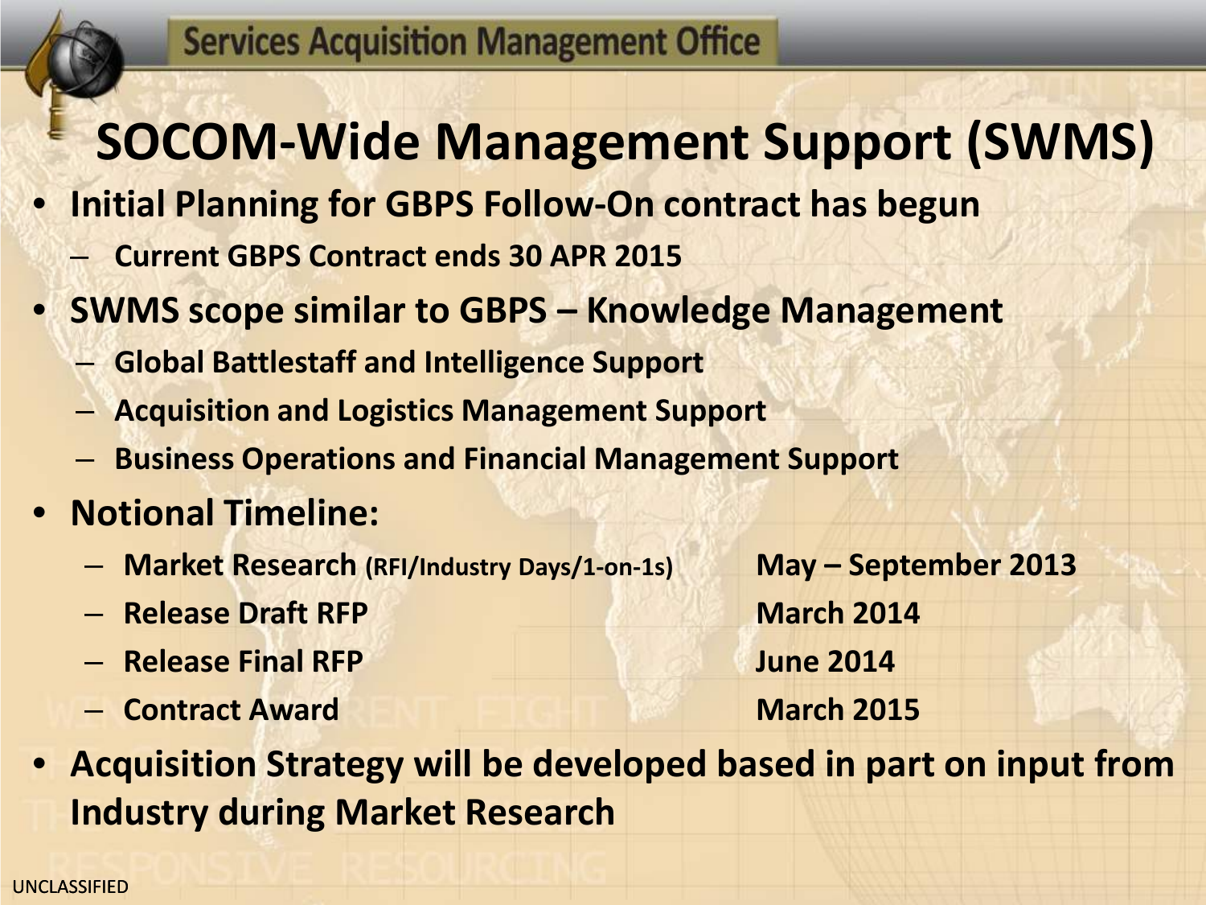# SOCOM-Wide Management Support (SWMS)

- **Initial Planning for GBPS Follow-On contract has begun**
  - **Current GBPS Contract ends 30 APR 2015**
- **SWMS scope similar to GBPS – Knowledge Management**
  - **Global Battlestaff and Intelligence Support**
  - **Acquisition and Logistics Management Support**
  - **Business Operations and Financial Management Support**
- **Notional Timeline:**
  - **Market Research (RFI/Industry Days/1-on-1s)** — **May – September 2013**
  - **Release Draft RFP** — **March 2014**
  - **Release Final RFP** — **June 2014**
  - **Contract Award** — **March 2015**
- **Acquisition Strategy will be developed based in part on input from Industry during Market Research**

UNCLASSIFIED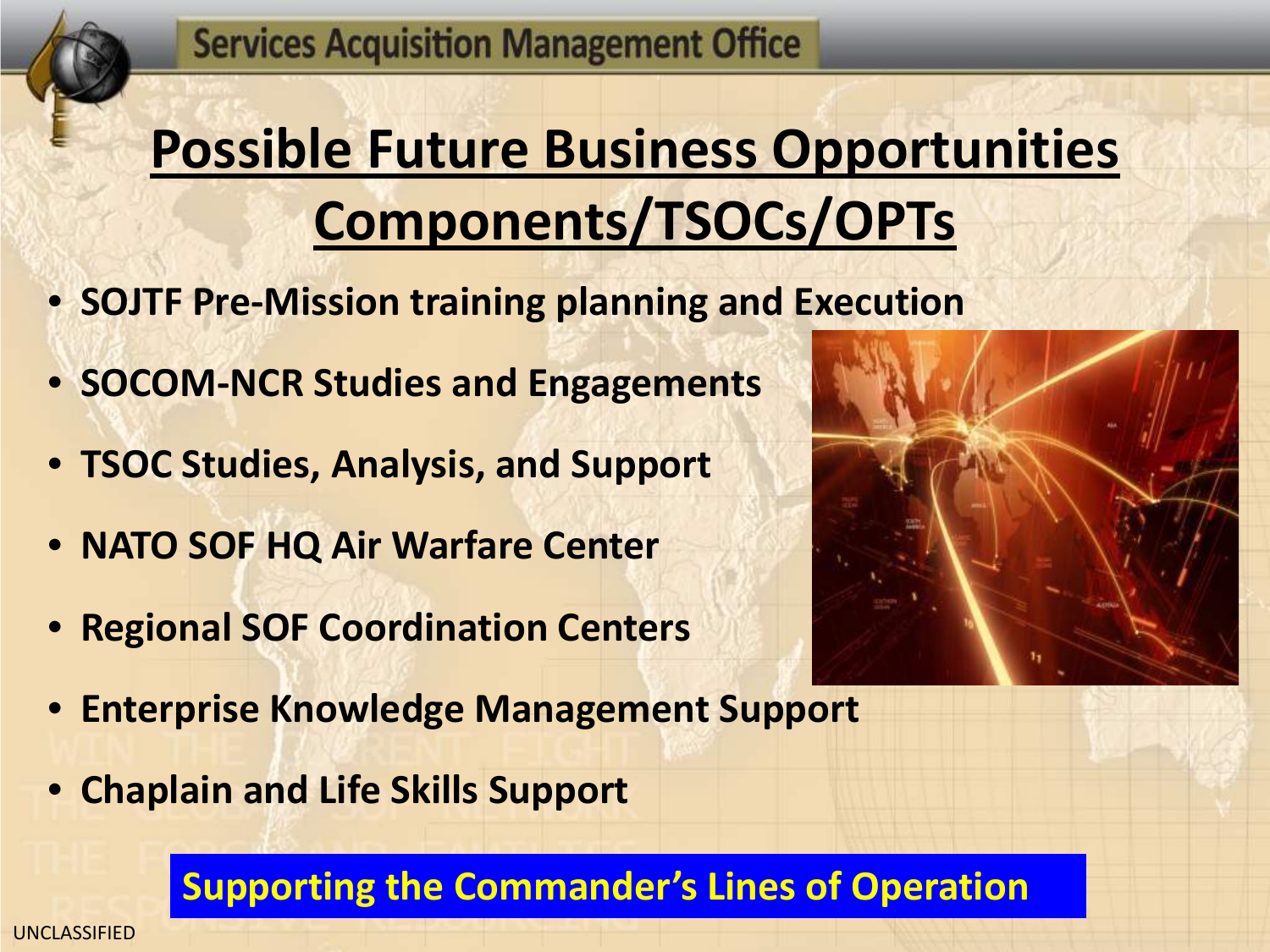# Possible Future Business Opportunities Components/TSOCs/OPTs

- **SOJTF Pre-Mission training planning and Execution**
- **SOCOM-NCR Studies and Engagements**
- **TSOC Studies, Analysis, and Support**
- **NATO SOF HQ Air Warfare Center**
- **Regional SOF Coordination Centers**
- **Enterprise Knowledge Management Support**
- **Chaplain and Life Skills Support**

**Supporting the Commander's Lines of Operation**

UNCLASSIFIED